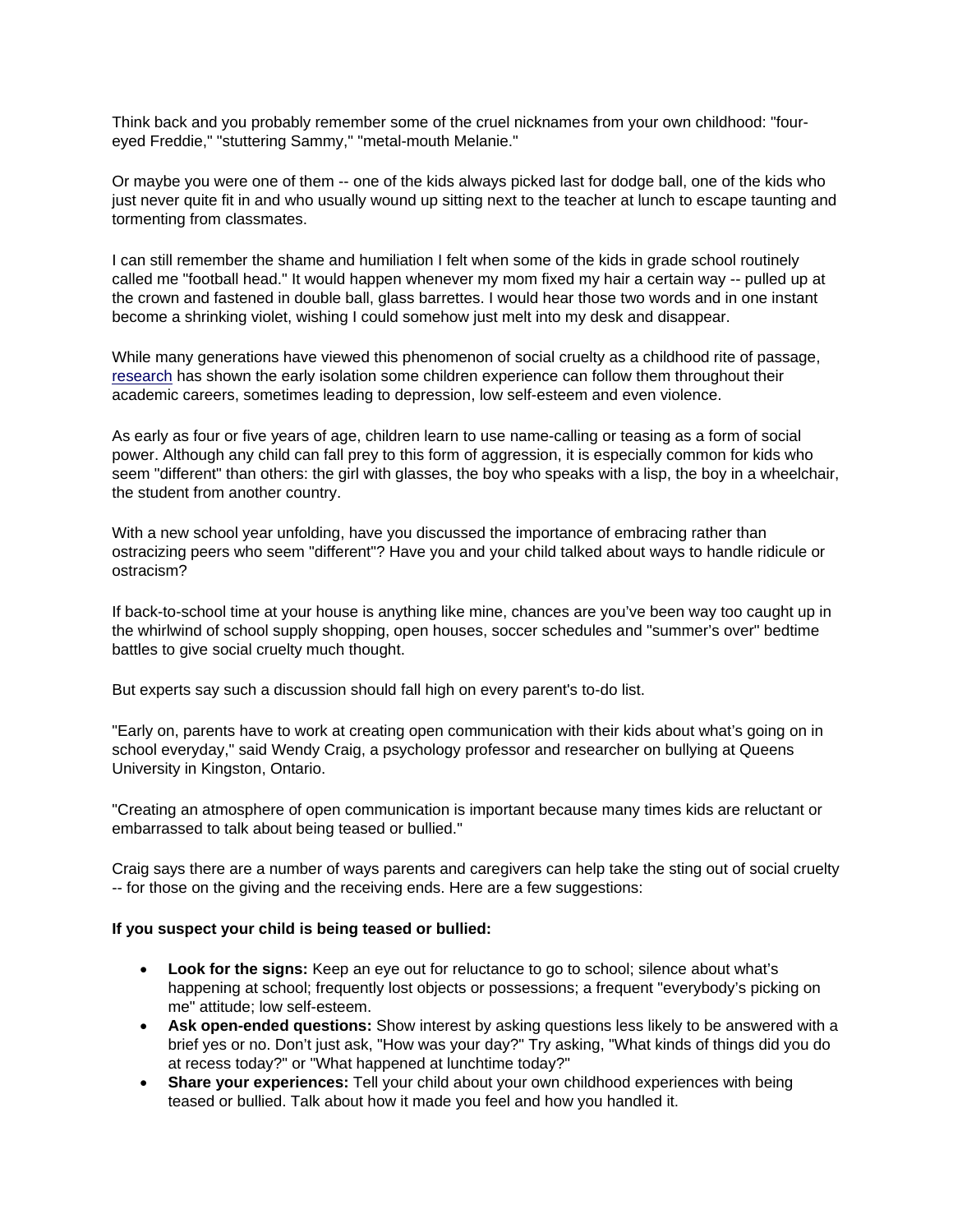Think back and you probably remember some of the cruel nicknames from your own childhood: "four-eyed Freddie," "stuttering Sammy," "metal-mouth Melanie."

Or maybe you were one of them -- one of the kids always picked last for dodge ball, one of the kids who just never quite fit in and who usually wound up sitting next to the teacher at lunch to escape taunting and tormenting from classmates.

I can still remember the shame and humiliation I felt when some of the kids in grade school routinely called me "football head." It would happen whenever my mom fixed my hair a certain way -- pulled up at the crown and fastened in double ball, glass barrettes. I would hear those two words and in one instant become a shrinking violet, wishing I could somehow just melt into my desk and disappear.

While many generations have viewed this phenomenon of social cruelty as a childhood rite of passage, research has shown the early isolation some children experience can follow them throughout their academic careers, sometimes leading to depression, low self-esteem and even violence.

As early as four or five years of age, children learn to use name-calling or teasing as a form of social power. Although any child can fall prey to this form of aggression, it is especially common for kids who seem "different" than others: the girl with glasses, the boy who speaks with a lisp, the boy in a wheelchair, the student from another country.

With a new school year unfolding, have you discussed the importance of embracing rather than ostracizing peers who seem "different"? Have you and your child talked about ways to handle ridicule or ostracism?

If back-to-school time at your house is anything like mine, chances are you've been way too caught up in the whirlwind of school supply shopping, open houses, soccer schedules and "summer's over" bedtime battles to give social cruelty much thought.

But experts say such a discussion should fall high on every parent's to-do list.

"Early on, parents have to work at creating open communication with their kids about what's going on in school everyday," said Wendy Craig, a psychology professor and researcher on bullying at Queens University in Kingston, Ontario.

"Creating an atmosphere of open communication is important because many times kids are reluctant or embarrassed to talk about being teased or bullied."

Craig says there are a number of ways parents and caregivers can help take the sting out of social cruelty -- for those on the giving and the receiving ends. Here are a few suggestions:

**If you suspect your child is being teased or bullied:**

- **Look for the signs:** Keep an eye out for reluctance to go to school; silence about what's happening at school; frequently lost objects or possessions; a frequent "everybody's picking on me" attitude; low self-esteem.
- **Ask open-ended questions:** Show interest by asking questions less likely to be answered with a brief yes or no. Don't just ask, "How was your day?" Try asking, "What kinds of things did you do at recess today?" or "What happened at lunchtime today?"
- **Share your experiences:** Tell your child about your own childhood experiences with being teased or bullied. Talk about how it made you feel and how you handled it.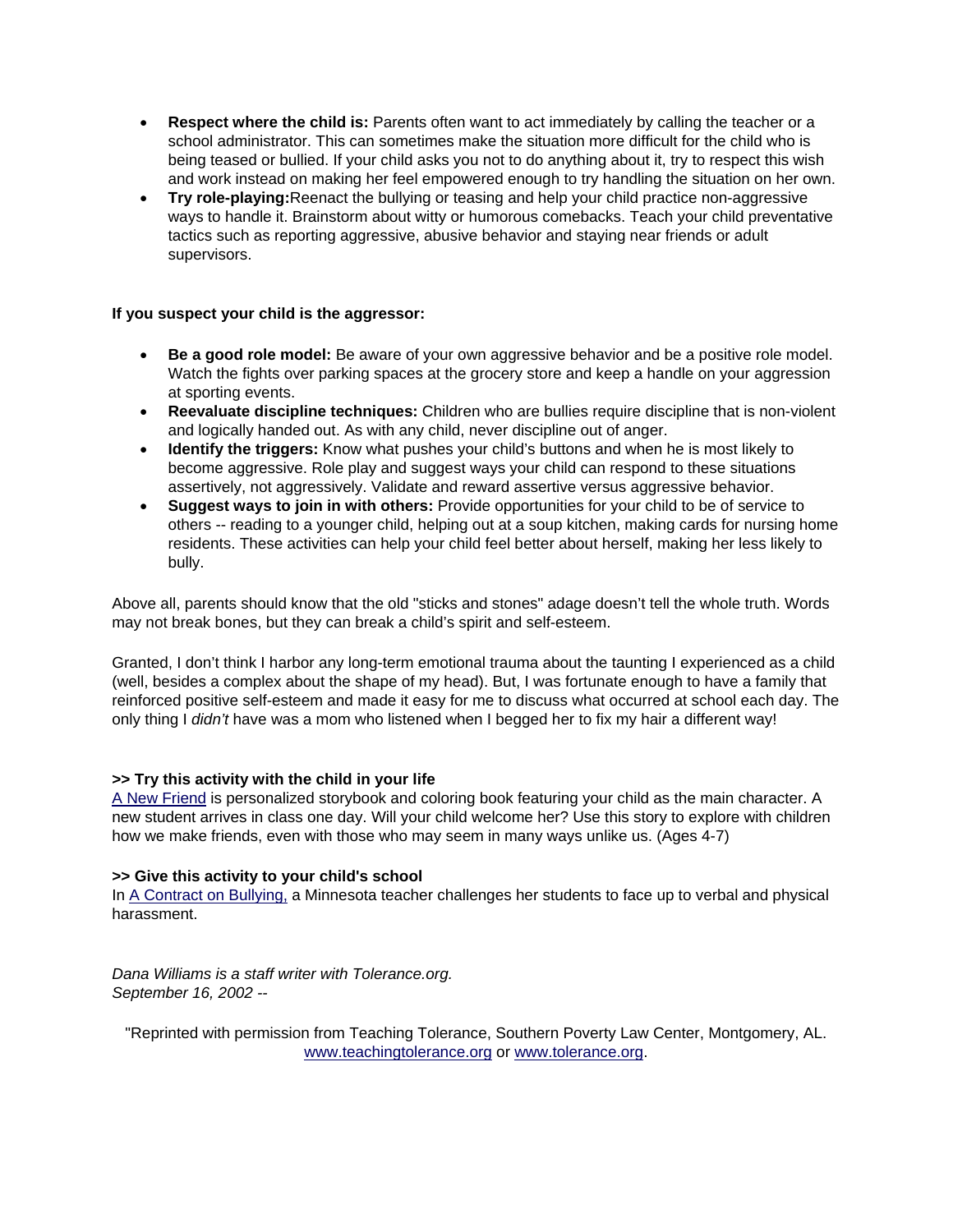- **Respect where the child is:** Parents often want to act immediately by calling the teacher or a school administrator. This can sometimes make the situation more difficult for the child who is being teased or bullied. If your child asks you not to do anything about it, try to respect this wish and work instead on making her feel empowered enough to try handling the situation on her own.
- **Try role-playing:**Reenact the bullying or teasing and help your child practice non-aggressive ways to handle it. Brainstorm about witty or humorous comebacks. Teach your child preventative tactics such as reporting aggressive, abusive behavior and staying near friends or adult supervisors.

**If you suspect your child is the aggressor:**

- **Be a good role model:** Be aware of your own aggressive behavior and be a positive role model. Watch the fights over parking spaces at the grocery store and keep a handle on your aggression at sporting events.
- **Reevaluate discipline techniques:** Children who are bullies require discipline that is non-violent and logically handed out. As with any child, never discipline out of anger.
- **Identify the triggers:** Know what pushes your child's buttons and when he is most likely to become aggressive. Role play and suggest ways your child can respond to these situations assertively, not aggressively. Validate and reward assertive versus aggressive behavior.
- **Suggest ways to join in with others:** Provide opportunities for your child to be of service to others -- reading to a younger child, helping out at a soup kitchen, making cards for nursing home residents. These activities can help your child feel better about herself, making her less likely to bully.

Above all, parents should know that the old "sticks and stones" adage doesn't tell the whole truth. Words may not break bones, but they can break a child's spirit and self-esteem.

Granted, I don't think I harbor any long-term emotional trauma about the taunting I experienced as a child (well, besides a complex about the shape of my head). But, I was fortunate enough to have a family that reinforced positive self-esteem and made it easy for me to discuss what occurred at school each day. The only thing I *didn't* have was a mom who listened when I begged her to fix my hair a different way!

**>> Try this activity with the child in your life**
A New Friend is personalized storybook and coloring book featuring your child as the main character. A new student arrives in class one day. Will your child welcome her? Use this story to explore with children how we make friends, even with those who may seem in many ways unlike us. (Ages 4-7)

**>> Give this activity to your child's school**
In A Contract on Bullying, a Minnesota teacher challenges her students to face up to verbal and physical harassment.

*Dana Williams is a staff writer with Tolerance.org.*
*September 16, 2002 --*

"Reprinted with permission from Teaching Tolerance, Southern Poverty Law Center, Montgomery, AL. www.teachingtolerance.org or www.tolerance.org.